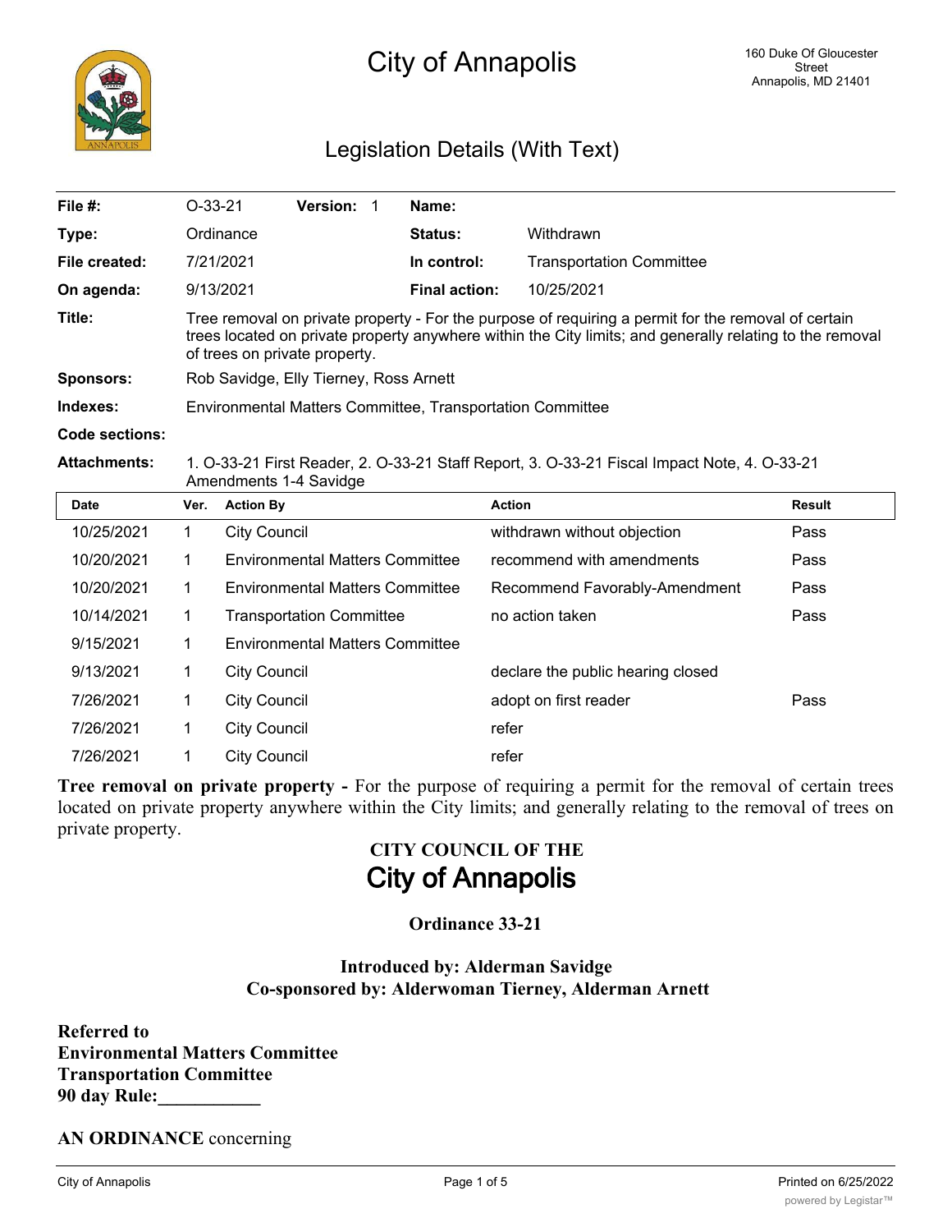# City of Annapolis

160 Duke Of Gloucester Street
Annapolis, MD 21401

## Legislation Details (With Text)

| | | | |
|---|---|---|---|
| **File #:** | O-33-21 **Version:** 1 | **Name:** | |
| **Type:** | Ordinance | **Status:** | Withdrawn |
| **File created:** | 7/21/2021 | **In control:** | Transportation Committee |
| **On agenda:** | 9/13/2021 | **Final action:** | 10/25/2021 |

**Title:** Tree removal on private property - For the purpose of requiring a permit for the removal of certain trees located on private property anywhere within the City limits; and generally relating to the removal of trees on private property.

**Sponsors:** Rob Savidge, Elly Tierney, Ross Arnett

**Indexes:** Environmental Matters Committee, Transportation Committee

**Code sections:**

**Attachments:** 1. O-33-21 First Reader, 2. O-33-21 Staff Report, 3. O-33-21 Fiscal Impact Note, 4. O-33-21 Amendments 1-4 Savidge

| Date | Ver. | Action By | Action | Result |
|---|---|---|---|---|
| 10/25/2021 | 1 | City Council | withdrawn without objection | Pass |
| 10/20/2021 | 1 | Environmental Matters Committee | recommend with amendments | Pass |
| 10/20/2021 | 1 | Environmental Matters Committee | Recommend Favorably-Amendment | Pass |
| 10/14/2021 | 1 | Transportation Committee | no action taken | Pass |
| 9/15/2021 | 1 | Environmental Matters Committee | | |
| 9/13/2021 | 1 | City Council | declare the public hearing closed | |
| 7/26/2021 | 1 | City Council | adopt on first reader | Pass |
| 7/26/2021 | 1 | City Council | refer | |
| 7/26/2021 | 1 | City Council | refer | |

**Tree removal on private property -** For the purpose of requiring a permit for the removal of certain trees located on private property anywhere within the City limits; and generally relating to the removal of trees on private property.

**CITY COUNCIL OF THE**

**City of Annapolis**

**Ordinance 33-21**

**Introduced by: Alderman Savidge**
**Co-sponsored by: Alderwoman Tierney, Alderman Arnett**

**Referred to**
**Environmental Matters Committee**
**Transportation Committee**
**90 day Rule:___________**

**AN ORDINANCE** concerning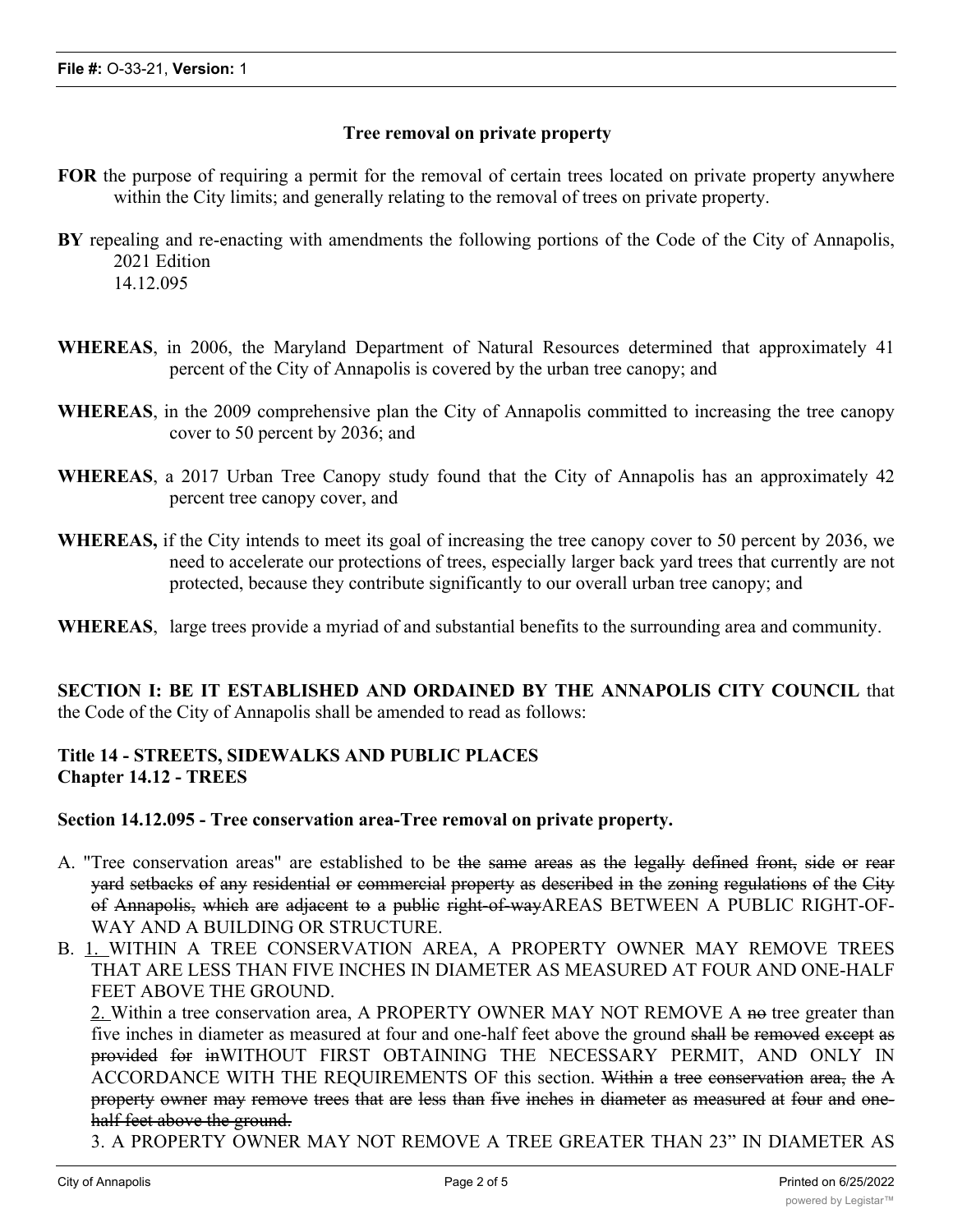**Tree removal on private property**

**FOR** the purpose of requiring a permit for the removal of certain trees located on private property anywhere within the City limits; and generally relating to the removal of trees on private property.

**BY** repealing and re-enacting with amendments the following portions of the Code of the City of Annapolis, 2021 Edition
14.12.095

**WHEREAS**, in 2006, the Maryland Department of Natural Resources determined that approximately 41 percent of the City of Annapolis is covered by the urban tree canopy; and

**WHEREAS**, in the 2009 comprehensive plan the City of Annapolis committed to increasing the tree canopy cover to 50 percent by 2036; and

**WHEREAS**, a 2017 Urban Tree Canopy study found that the City of Annapolis has an approximately 42 percent tree canopy cover, and

**WHEREAS,** if the City intends to meet its goal of increasing the tree canopy cover to 50 percent by 2036, we need to accelerate our protections of trees, especially larger back yard trees that currently are not protected, because they contribute significantly to our overall urban tree canopy; and

**WHEREAS**, large trees provide a myriad of and substantial benefits to the surrounding area and community.

**SECTION I: BE IT ESTABLISHED AND ORDAINED BY THE ANNAPOLIS CITY COUNCIL** that the Code of the City of Annapolis shall be amended to read as follows:

**Title 14 - STREETS, SIDEWALKS AND PUBLIC PLACES**
**Chapter 14.12 - TREES**

**Section 14.12.095 - Tree conservation area-Tree removal on private property.**

A. "Tree conservation areas" are established to be ~~the same areas as the legally defined front, side or rear yard setbacks of any residential or commercial property as described in the zoning regulations of the City of Annapolis, which are adjacent to a public right-of-way~~AREAS BETWEEN A PUBLIC RIGHT-OF-WAY AND A BUILDING OR STRUCTURE.

B. 1. WITHIN A TREE CONSERVATION AREA, A PROPERTY OWNER MAY REMOVE TREES THAT ARE LESS THAN FIVE INCHES IN DIAMETER AS MEASURED AT FOUR AND ONE-HALF FEET ABOVE THE GROUND.

2. Within a tree conservation area, A PROPERTY OWNER MAY NOT REMOVE A ~~no~~ tree greater than five inches in diameter as measured at four and one-half feet above the ground ~~shall be removed except as provided for in~~WITHOUT FIRST OBTAINING THE NECESSARY PERMIT, AND ONLY IN ACCORDANCE WITH THE REQUIREMENTS OF this section. ~~Within a tree conservation area, the A property owner may remove trees that are less than five inches in diameter as measured at four and one-half feet above the ground.~~

3. A PROPERTY OWNER MAY NOT REMOVE A TREE GREATER THAN 23" IN DIAMETER AS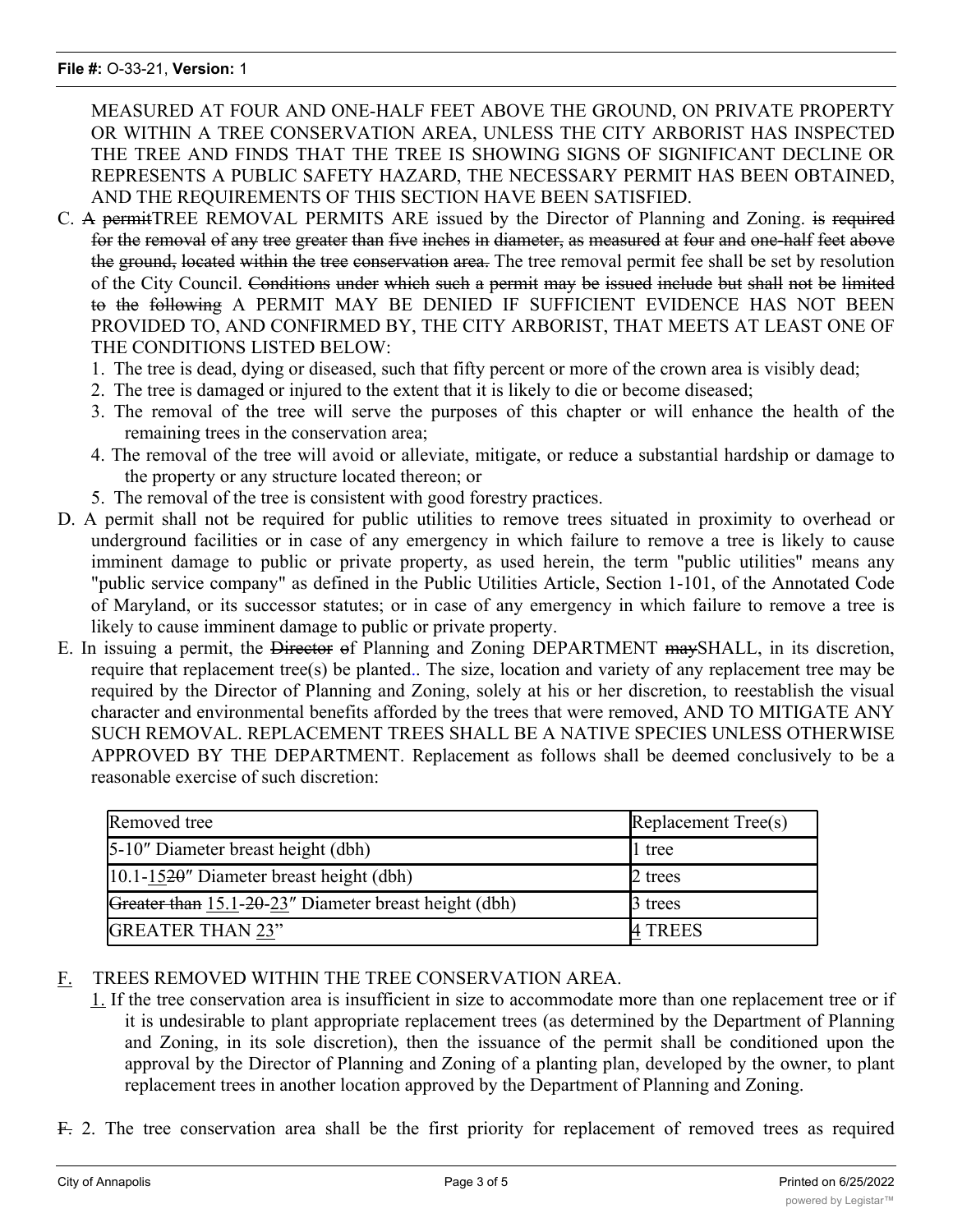MEASURED AT FOUR AND ONE-HALF FEET ABOVE THE GROUND, ON PRIVATE PROPERTY OR WITHIN A TREE CONSERVATION AREA, UNLESS THE CITY ARBORIST HAS INSPECTED THE TREE AND FINDS THAT THE TREE IS SHOWING SIGNS OF SIGNIFICANT DECLINE OR REPRESENTS A PUBLIC SAFETY HAZARD, THE NECESSARY PERMIT HAS BEEN OBTAINED, AND THE REQUIREMENTS OF THIS SECTION HAVE BEEN SATISFIED.

C. ~~A permit~~TREE REMOVAL PERMITS ARE issued by the Director of Planning and Zoning. ~~is required for the removal of any tree greater than five inches in diameter, as measured at four and one-half feet above the ground, located within the tree conservation area.~~ The tree removal permit fee shall be set by resolution of the City Council. ~~Conditions under which such a permit may be issued include but shall not be limited to the following~~ A PERMIT MAY BE DENIED IF SUFFICIENT EVIDENCE HAS NOT BEEN PROVIDED TO, AND CONFIRMED BY, THE CITY ARBORIST, THAT MEETS AT LEAST ONE OF THE CONDITIONS LISTED BELOW:

1. The tree is dead, dying or diseased, such that fifty percent or more of the crown area is visibly dead;
2. The tree is damaged or injured to the extent that it is likely to die or become diseased;
3. The removal of the tree will serve the purposes of this chapter or will enhance the health of the remaining trees in the conservation area;
4. The removal of the tree will avoid or alleviate, mitigate, or reduce a substantial hardship or damage to the property or any structure located thereon; or
5. The removal of the tree is consistent with good forestry practices.

D. A permit shall not be required for public utilities to remove trees situated in proximity to overhead or underground facilities or in case of any emergency in which failure to remove a tree is likely to cause imminent damage to public or private property, as used herein, the term "public utilities" means any "public service company" as defined in the Public Utilities Article, Section 1-101, of the Annotated Code of Maryland, or its successor statutes; or in case of any emergency in which failure to remove a tree is likely to cause imminent damage to public or private property.

E. In issuing a permit, the ~~Director o~~f Planning and Zoning DEPARTMENT ~~may~~SHALL, in its discretion, require that replacement tree(s) be planted.. The size, location and variety of any replacement tree may be required by the Director of Planning and Zoning, solely at his or her discretion, to reestablish the visual character and environmental benefits afforded by the trees that were removed, AND TO MITIGATE ANY SUCH REMOVAL. REPLACEMENT TREES SHALL BE A NATIVE SPECIES UNLESS OTHERWISE APPROVED BY THE DEPARTMENT. Replacement as follows shall be deemed conclusively to be a reasonable exercise of such discretion:

| Removed tree | Replacement Tree(s) |
|---|---|
| 5-10″ Diameter breast height (dbh) | 1 tree |
| 10.1-15~~20~~″ Diameter breast height (dbh) | 2 trees |
| ~~Greater than~~ 15.1-~~20~~-23″ Diameter breast height (dbh) | 3 trees |
| GREATER THAN 23" | 4 TREES |

F. TREES REMOVED WITHIN THE TREE CONSERVATION AREA.

1. If the tree conservation area is insufficient in size to accommodate more than one replacement tree or if it is undesirable to plant appropriate replacement trees (as determined by the Department of Planning and Zoning, in its sole discretion), then the issuance of the permit shall be conditioned upon the approval by the Director of Planning and Zoning of a planting plan, developed by the owner, to plant replacement trees in another location approved by the Department of Planning and Zoning.

~~F.~~ 2. The tree conservation area shall be the first priority for replacement of removed trees as required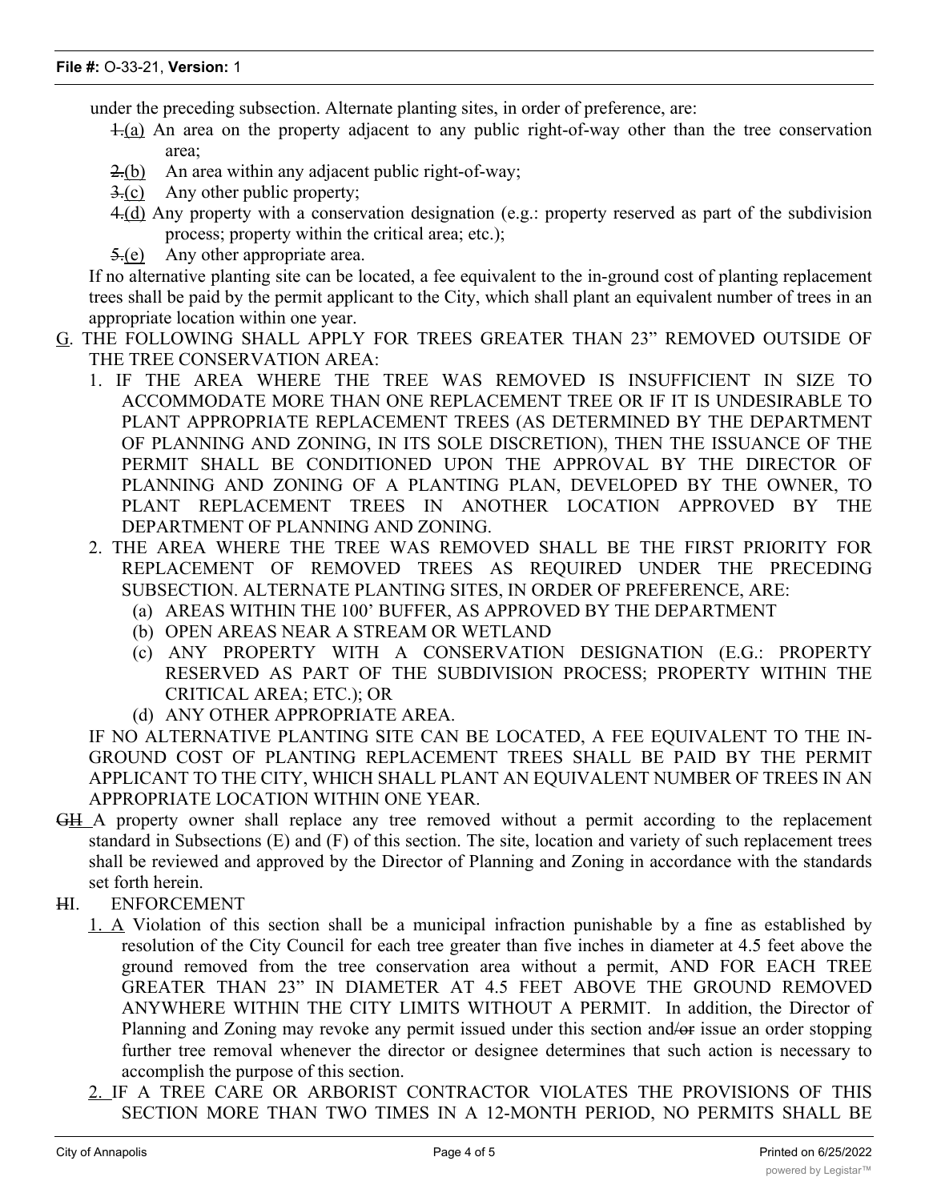under the preceding subsection. Alternate planting sites, in order of preference, are:

~~1.~~(a) An area on the property adjacent to any public right-of-way other than the tree conservation area;

~~2.~~(b) An area within any adjacent public right-of-way;

~~3.~~(c) Any other public property;

~~4.~~(d) Any property with a conservation designation (e.g.: property reserved as part of the subdivision process; property within the critical area; etc.);

~~5.~~(e) Any other appropriate area.

If no alternative planting site can be located, a fee equivalent to the in-ground cost of planting replacement trees shall be paid by the permit applicant to the City, which shall plant an equivalent number of trees in an appropriate location within one year.

G. THE FOLLOWING SHALL APPLY FOR TREES GREATER THAN 23" REMOVED OUTSIDE OF THE TREE CONSERVATION AREA:

1. IF THE AREA WHERE THE TREE WAS REMOVED IS INSUFFICIENT IN SIZE TO ACCOMMODATE MORE THAN ONE REPLACEMENT TREE OR IF IT IS UNDESIRABLE TO PLANT APPROPRIATE REPLACEMENT TREES (AS DETERMINED BY THE DEPARTMENT OF PLANNING AND ZONING, IN ITS SOLE DISCRETION), THEN THE ISSUANCE OF THE PERMIT SHALL BE CONDITIONED UPON THE APPROVAL BY THE DIRECTOR OF PLANNING AND ZONING OF A PLANTING PLAN, DEVELOPED BY THE OWNER, TO PLANT REPLACEMENT TREES IN ANOTHER LOCATION APPROVED BY THE DEPARTMENT OF PLANNING AND ZONING.
2. THE AREA WHERE THE TREE WAS REMOVED SHALL BE THE FIRST PRIORITY FOR REPLACEMENT OF REMOVED TREES AS REQUIRED UNDER THE PRECEDING SUBSECTION. ALTERNATE PLANTING SITES, IN ORDER OF PREFERENCE, ARE:
   (a) AREAS WITHIN THE 100' BUFFER, AS APPROVED BY THE DEPARTMENT
   (b) OPEN AREAS NEAR A STREAM OR WETLAND
   (c) ANY PROPERTY WITH A CONSERVATION DESIGNATION (E.G.: PROPERTY RESERVED AS PART OF THE SUBDIVISION PROCESS; PROPERTY WITHIN THE CRITICAL AREA; ETC.); OR
   (d) ANY OTHER APPROPRIATE AREA.

IF NO ALTERNATIVE PLANTING SITE CAN BE LOCATED, A FEE EQUIVALENT TO THE IN-GROUND COST OF PLANTING REPLACEMENT TREES SHALL BE PAID BY THE PERMIT APPLICANT TO THE CITY, WHICH SHALL PLANT AN EQUIVALENT NUMBER OF TREES IN AN APPROPRIATE LOCATION WITHIN ONE YEAR.

~~G~~H A property owner shall replace any tree removed without a permit according to the replacement standard in Subsections (E) and (F) of this section. The site, location and variety of such replacement trees shall be reviewed and approved by the Director of Planning and Zoning in accordance with the standards set forth herein.

~~H~~I. ENFORCEMENT

1. A Violation of this section shall be a municipal infraction punishable by a fine as established by resolution of the City Council for each tree greater than five inches in diameter at 4.5 feet above the ground removed from the tree conservation area without a permit, AND FOR EACH TREE GREATER THAN 23" IN DIAMETER AT 4.5 FEET ABOVE THE GROUND REMOVED ANYWHERE WITHIN THE CITY LIMITS WITHOUT A PERMIT. In addition, the Director of Planning and Zoning may revoke any permit issued under this section and~~/or~~ issue an order stopping further tree removal whenever the director or designee determines that such action is necessary to accomplish the purpose of this section.
2. IF A TREE CARE OR ARBORIST CONTRACTOR VIOLATES THE PROVISIONS OF THIS SECTION MORE THAN TWO TIMES IN A 12-MONTH PERIOD, NO PERMITS SHALL BE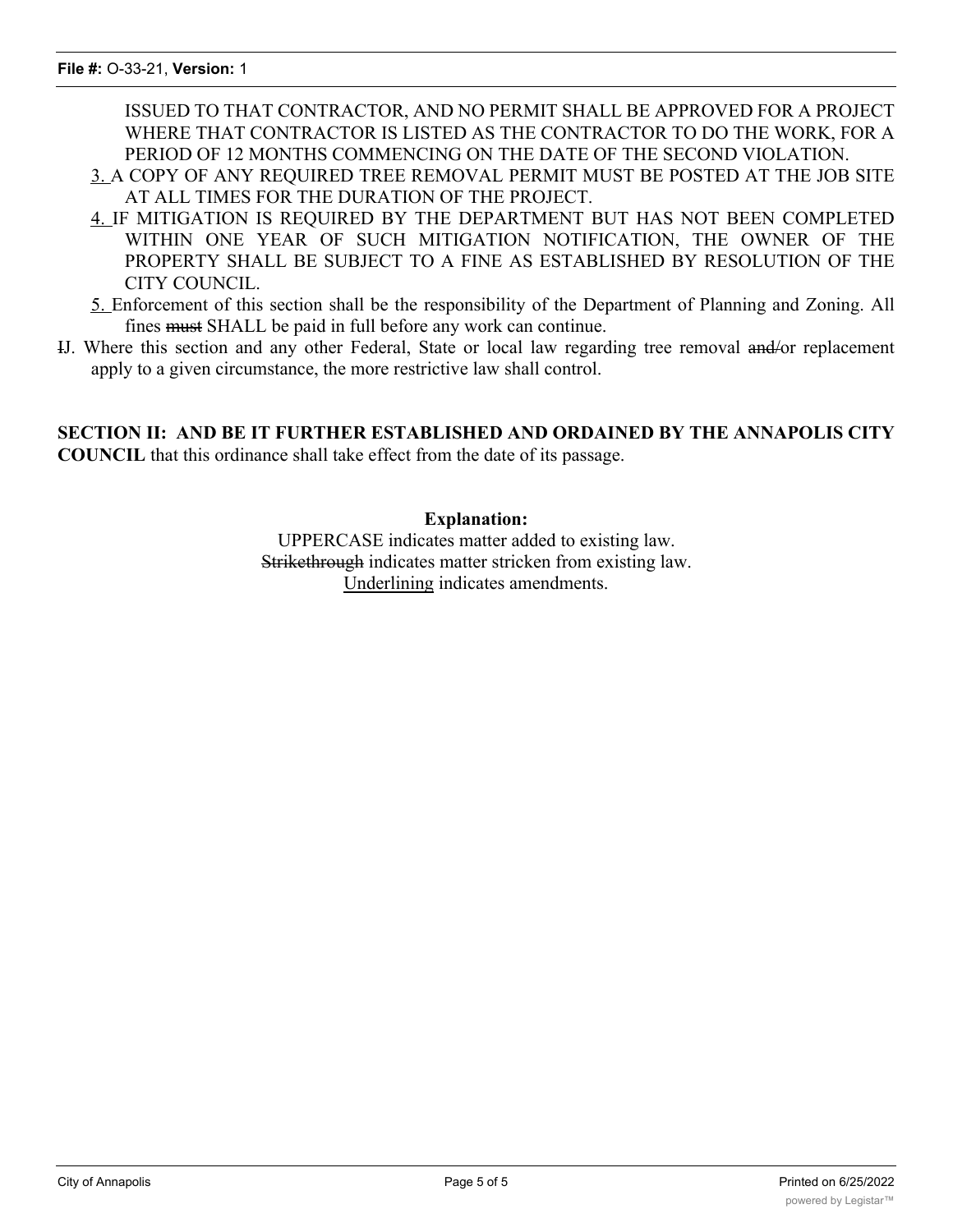ISSUED TO THAT CONTRACTOR, AND NO PERMIT SHALL BE APPROVED FOR A PROJECT WHERE THAT CONTRACTOR IS LISTED AS THE CONTRACTOR TO DO THE WORK, FOR A PERIOD OF 12 MONTHS COMMENCING ON THE DATE OF THE SECOND VIOLATION.

3. A COPY OF ANY REQUIRED TREE REMOVAL PERMIT MUST BE POSTED AT THE JOB SITE AT ALL TIMES FOR THE DURATION OF THE PROJECT.

4. IF MITIGATION IS REQUIRED BY THE DEPARTMENT BUT HAS NOT BEEN COMPLETED WITHIN ONE YEAR OF SUCH MITIGATION NOTIFICATION, THE OWNER OF THE PROPERTY SHALL BE SUBJECT TO A FINE AS ESTABLISHED BY RESOLUTION OF THE CITY COUNCIL.

5. Enforcement of this section shall be the responsibility of the Department of Planning and Zoning. All fines ~~must~~ SHALL be paid in full before any work can continue.

~~I~~J. Where this section and any other Federal, State or local law regarding tree removal ~~and/~~or replacement apply to a given circumstance, the more restrictive law shall control.

**SECTION II: AND BE IT FURTHER ESTABLISHED AND ORDAINED BY THE ANNAPOLIS CITY COUNCIL** that this ordinance shall take effect from the date of its passage.

**Explanation:**

UPPERCASE indicates matter added to existing law.

~~Strikethrough~~ indicates matter stricken from existing law.

Underlining indicates amendments.